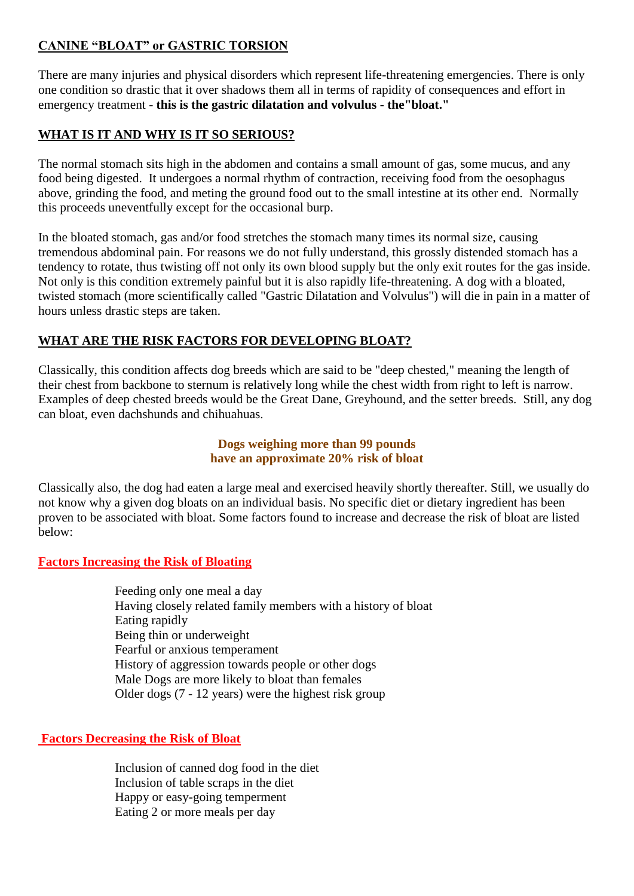## CANINE "BLOAT" or GASTRIC TORSION

There are many injuries and physical disorders which represent life-threatening emergencies. There is only one condition so drastic that it over shadows them all in terms of rapidity of consequences and effort in emergency treatment - **this is the gastric dilatation and volvulus - the"bloat."**

## WHAT IS IT AND WHY IS IT SO SERIOUS?

The normal stomach sits high in the abdomen and contains a small amount of gas, some mucus, and any food being digested. It undergoes a normal rhythm of contraction, receiving food from the oesophagus above, grinding the food, and meting the ground food out to the small intestine at its other end. Normally this proceeds uneventfully except for the occasional burp.

In the bloated stomach, gas and/or food stretches the stomach many times its normal size, causing tremendous abdominal pain. For reasons we do not fully understand, this grossly distended stomach has a tendency to rotate, thus twisting off not only its own blood supply but the only exit routes for the gas inside. Not only is this condition extremely painful but it is also rapidly life-threatening. A dog with a bloated, twisted stomach (more scientifically called "Gastric Dilatation and Volvulus") will die in pain in a matter of hours unless drastic steps are taken.

## WHAT ARE THE RISK FACTORS FOR DEVELOPING BLOAT?

Classically, this condition affects dog breeds which are said to be "deep chested," meaning the length of their chest from backbone to sternum is relatively long while the chest width from right to left is narrow. Examples of deep chested breeds would be the Great Dane, Greyhound, and the setter breeds. Still, any dog can bloat, even dachshunds and chihuahuas.

**Dogs weighing more than 99 pounds have an approximate 20% risk of bloat**

Classically also, the dog had eaten a large meal and exercised heavily shortly thereafter. Still, we usually do not know why a given dog bloats on an individual basis. No specific diet or dietary ingredient has been proven to be associated with bloat. Some factors found to increase and decrease the risk of bloat are listed below:

### Factors Increasing the Risk of Bloating

- Feeding only one meal a day
- Having closely related family members with a history of bloat
- Eating rapidly
- Being thin or underweight
- Fearful or anxious temperament
- History of aggression towards people or other dogs
- Male Dogs are more likely to bloat than females
- Older dogs (7 - 12 years) were the highest risk group

### Factors Decreasing the Risk of Bloat

- Inclusion of canned dog food in the diet
- Inclusion of table scraps in the diet
- Happy or easy-going temperment
- Eating 2 or more meals per day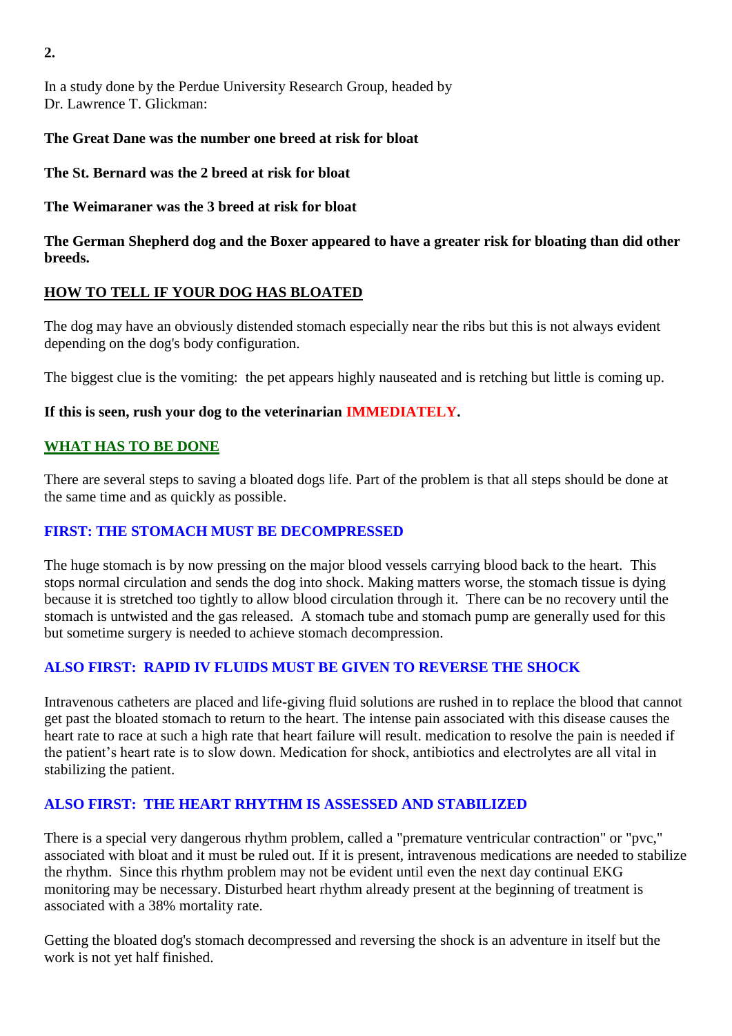**2.**

In a study done by the Perdue University Research Group, headed by
Dr. Lawrence T. Glickman:

**The Great Dane was the number one breed at risk for bloat**

**The St. Bernard was the 2 breed at risk for bloat**

**The Weimaraner was the 3 breed at risk for bloat**

**The German Shepherd dog and the Boxer appeared to have a greater risk for bloating than did other breeds.**

## HOW TO TELL IF YOUR DOG HAS BLOATED

The dog may have an obviously distended stomach especially near the ribs but this is not always evident depending on the dog's body configuration.

The biggest clue is the vomiting: the pet appears highly nauseated and is retching but little is coming up.

**If this is seen, rush your dog to the veterinarian IMMEDIATELY.**

## WHAT HAS TO BE DONE

There are several steps to saving a bloated dogs life. Part of the problem is that all steps should be done at the same time and as quickly as possible.

### FIRST: THE STOMACH MUST BE DECOMPRESSED

The huge stomach is by now pressing on the major blood vessels carrying blood back to the heart. This stops normal circulation and sends the dog into shock. Making matters worse, the stomach tissue is dying because it is stretched too tightly to allow blood circulation through it. There can be no recovery until the stomach is untwisted and the gas released. A stomach tube and stomach pump are generally used for this but sometime surgery is needed to achieve stomach decompression.

### ALSO FIRST: RAPID IV FLUIDS MUST BE GIVEN TO REVERSE THE SHOCK

Intravenous catheters are placed and life-giving fluid solutions are rushed in to replace the blood that cannot get past the bloated stomach to return to the heart. The intense pain associated with this disease causes the heart rate to race at such a high rate that heart failure will result. medication to resolve the pain is needed if the patient's heart rate is to slow down. Medication for shock, antibiotics and electrolytes are all vital in stabilizing the patient.

### ALSO FIRST: THE HEART RHYTHM IS ASSESSED AND STABILIZED

There is a special very dangerous rhythm problem, called a "premature ventricular contraction" or "pvc," associated with bloat and it must be ruled out. If it is present, intravenous medications are needed to stabilize the rhythm. Since this rhythm problem may not be evident until even the next day continual EKG monitoring may be necessary. Disturbed heart rhythm already present at the beginning of treatment is associated with a 38% mortality rate.

Getting the bloated dog's stomach decompressed and reversing the shock is an adventure in itself but the work is not yet half finished.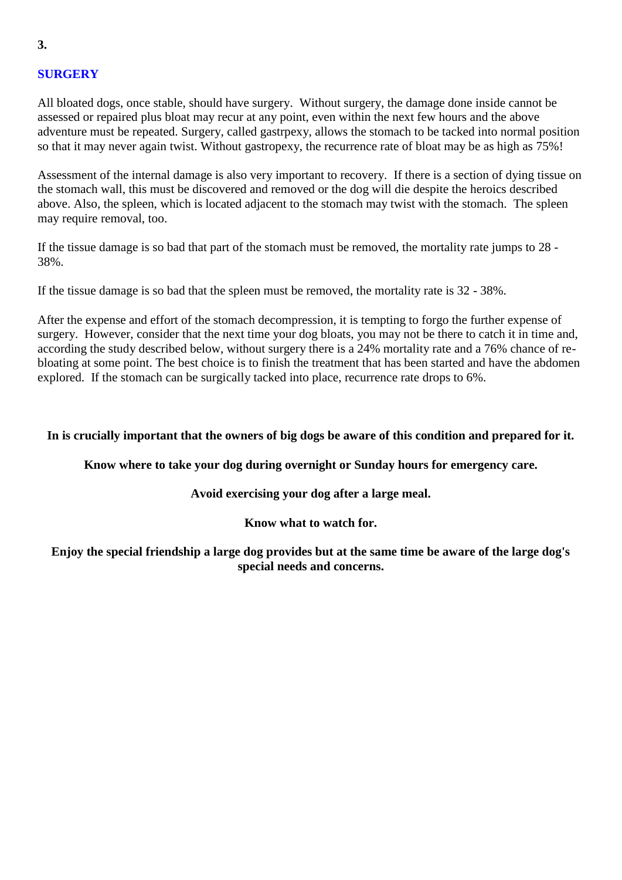**3.**

## SURGERY

All bloated dogs, once stable, should have surgery. Without surgery, the damage done inside cannot be assessed or repaired plus bloat may recur at any point, even within the next few hours and the above adventure must be repeated. Surgery, called gastrpexy, allows the stomach to be tacked into normal position so that it may never again twist. Without gastropexy, the recurrence rate of bloat may be as high as 75%!

Assessment of the internal damage is also very important to recovery. If there is a section of dying tissue on the stomach wall, this must be discovered and removed or the dog will die despite the heroics described above. Also, the spleen, which is located adjacent to the stomach may twist with the stomach. The spleen may require removal, too.

If the tissue damage is so bad that part of the stomach must be removed, the mortality rate jumps to 28 - 38%.

If the tissue damage is so bad that the spleen must be removed, the mortality rate is 32 - 38%.

After the expense and effort of the stomach decompression, it is tempting to forgo the further expense of surgery. However, consider that the next time your dog bloats, you may not be there to catch it in time and, according the study described below, without surgery there is a 24% mortality rate and a 76% chance of re-bloating at some point. The best choice is to finish the treatment that has been started and have the abdomen explored. If the stomach can be surgically tacked into place, recurrence rate drops to 6%.

**In is crucially important that the owners of big dogs be aware of this condition and prepared for it.**

**Know where to take your dog during overnight or Sunday hours for emergency care.**

**Avoid exercising your dog after a large meal.**

**Know what to watch for.**

**Enjoy the special friendship a large dog provides but at the same time be aware of the large dog's special needs and concerns.**